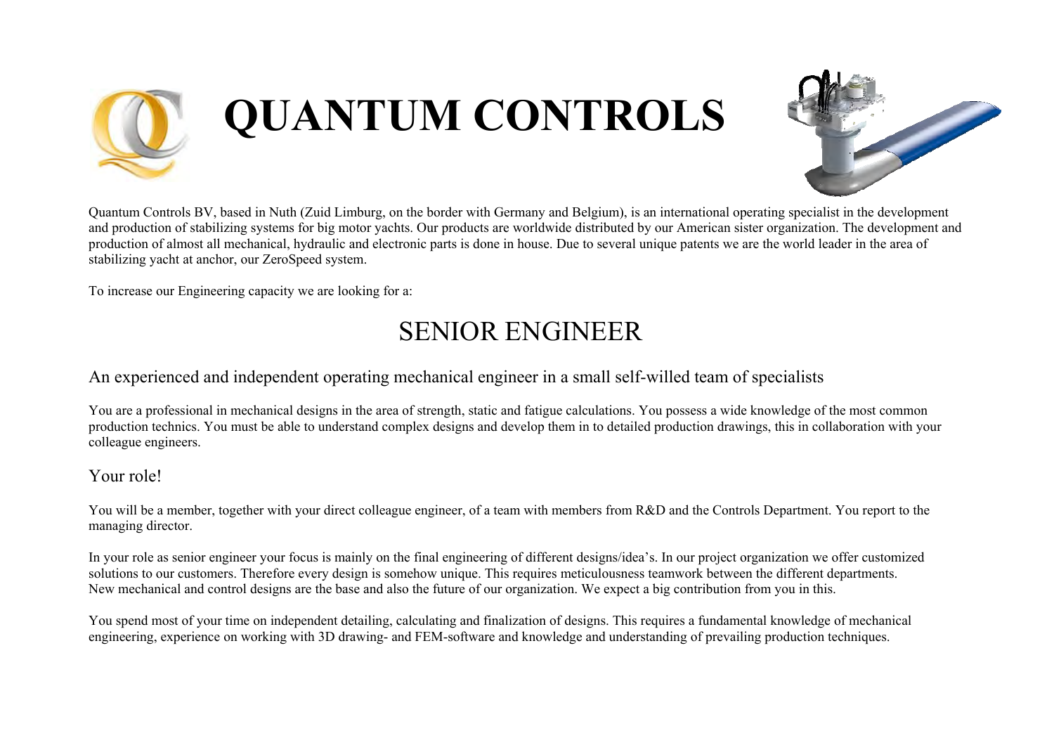# QUANTUM CONTROLS

Quantum Controls BV, based in Nuth (Zuid Limburg, on the border with Germany and Belgium), is an international operating specialist in the development and production of stabilizing systems for big motor yachts. Our products are worldwide distributed by our American sister organization. The development and production of almost all mechanical, hydraulic and electronic parts is done in house. Due to several unique patents we are the world leader in the area of stabilizing yacht at anchor, our ZeroSpeed system.

To increase our Engineering capacity we are looking for a:

## SENIOR ENGINEER

### An experienced and independent operating mechanical engineer in a small self-willed team of specialists

You are a professional in mechanical designs in the area of strength, static and fatigue calculations. You possess a wide knowledge of the most common production technics. You must be able to understand complex designs and develop them in to detailed production drawings, this in collaboration with your colleague engineers.

### Your role!

You will be a member, together with your direct colleague engineer, of a team with members from R&D and the Controls Department. You report to the managing director.

In your role as senior engineer your focus is mainly on the final engineering of different designs/idea's. In our project organization we offer customized solutions to our customers. Therefore every design is somehow unique. This requires meticulousness teamwork between the different departments. New mechanical and control designs are the base and also the future of our organization. We expect a big contribution from you in this.

You spend most of your time on independent detailing, calculating and finalization of designs. This requires a fundamental knowledge of mechanical engineering, experience on working with 3D drawing- and FEM-software and knowledge and understanding of prevailing production techniques.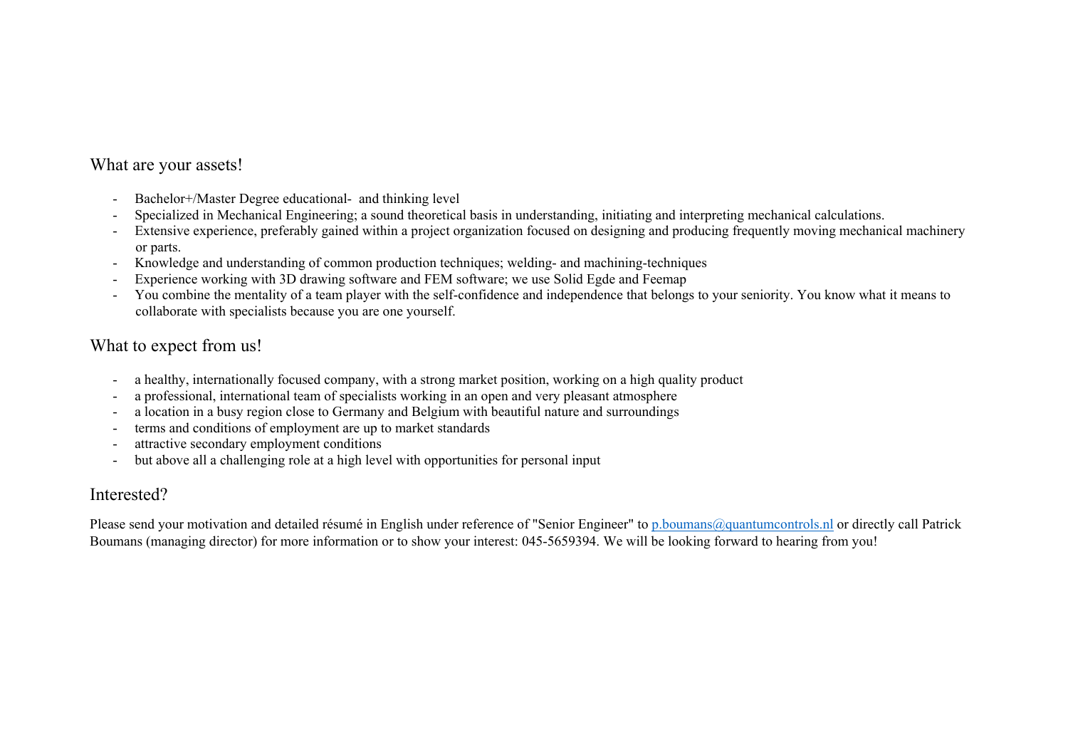## What are your assets!

- Bachelor+/Master Degree educational- and thinking level
- Specialized in Mechanical Engineering; a sound theoretical basis in understanding, initiating and interpreting mechanical calculations.
- Extensive experience, preferably gained within a project organization focused on designing and producing frequently moving mechanical machinery or parts.
- Knowledge and understanding of common production techniques; welding- and machining-techniques
- Experience working with 3D drawing software and FEM software; we use Solid Egde and Feemap
- You combine the mentality of a team player with the self-confidence and independence that belongs to your seniority. You know what it means to collaborate with specialists because you are one yourself.

## What to expect from us!

- a healthy, internationally focused company, with a strong market position, working on a high quality product
- a professional, international team of specialists working in an open and very pleasant atmosphere
- a location in a busy region close to Germany and Belgium with beautiful nature and surroundings
- terms and conditions of employment are up to market standards
- attractive secondary employment conditions
- but above all a challenging role at a high level with opportunities for personal input

## Interested?

Please send your motivation and detailed résumé in English under reference of "Senior Engineer" to p.boumans@quantumcontrols.nl or directly call Patrick Boumans (managing director) for more information or to show your interest: 045-5659394. We will be looking forward to hearing from you!